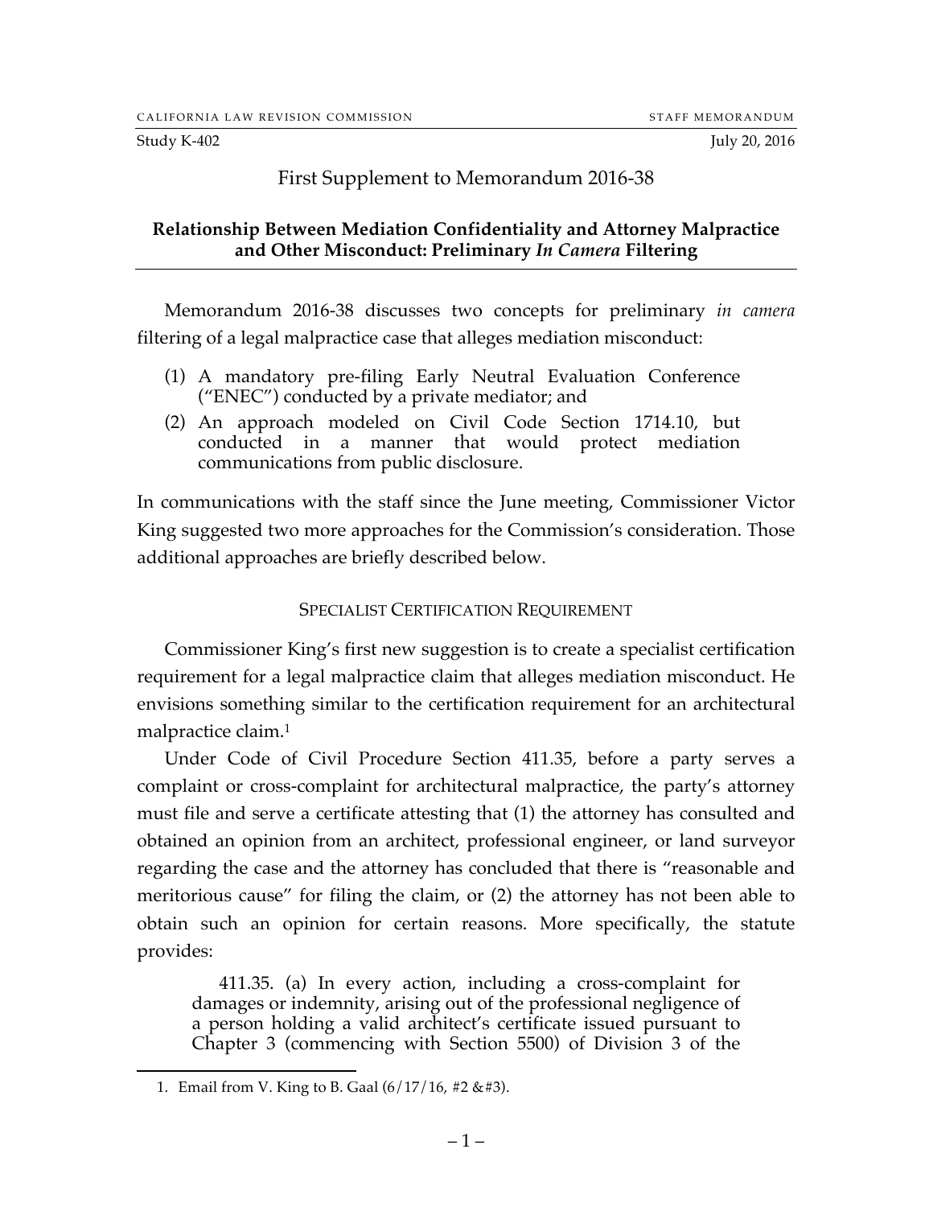# First Supplement to Memorandum 2016-38

## Relationship Between Mediation Confidentiality and Attorney Malpractice and Other Misconduct: Preliminary *In Camera* Filtering

Memorandum 2016-38 discusses two concepts for preliminary *in camera* filtering of a legal malpractice case that alleges mediation misconduct:

1. A mandatory pre-filing Early Neutral Evaluation Conference ("ENEC") conducted by a private mediator; and
2. An approach modeled on Civil Code Section 1714.10, but conducted in a manner that would protect mediation communications from public disclosure.

In communications with the staff since the June meeting, Commissioner Victor King suggested two more approaches for the Commission's consideration. Those additional approaches are briefly described below.

### SPECIALIST CERTIFICATION REQUIREMENT

Commissioner King's first new suggestion is to create a specialist certification requirement for a legal malpractice claim that alleges mediation misconduct. He envisions something similar to the certification requirement for an architectural malpractice claim.[1]

Under Code of Civil Procedure Section 411.35, before a party serves a complaint or cross-complaint for architectural malpractice, the party's attorney must file and serve a certificate attesting that (1) the attorney has consulted and obtained an opinion from an architect, professional engineer, or land surveyor regarding the case and the attorney has concluded that there is "reasonable and meritorious cause" for filing the claim, or (2) the attorney has not been able to obtain such an opinion for certain reasons. More specifically, the statute provides:

> 411.35. (a) In every action, including a cross-complaint for damages or indemnity, arising out of the professional negligence of a person holding a valid architect's certificate issued pursuant to Chapter 3 (commencing with Section 5500) of Division 3 of the

---

1. Email from V. King to B. Gaal (6/17/16, #2 &#3).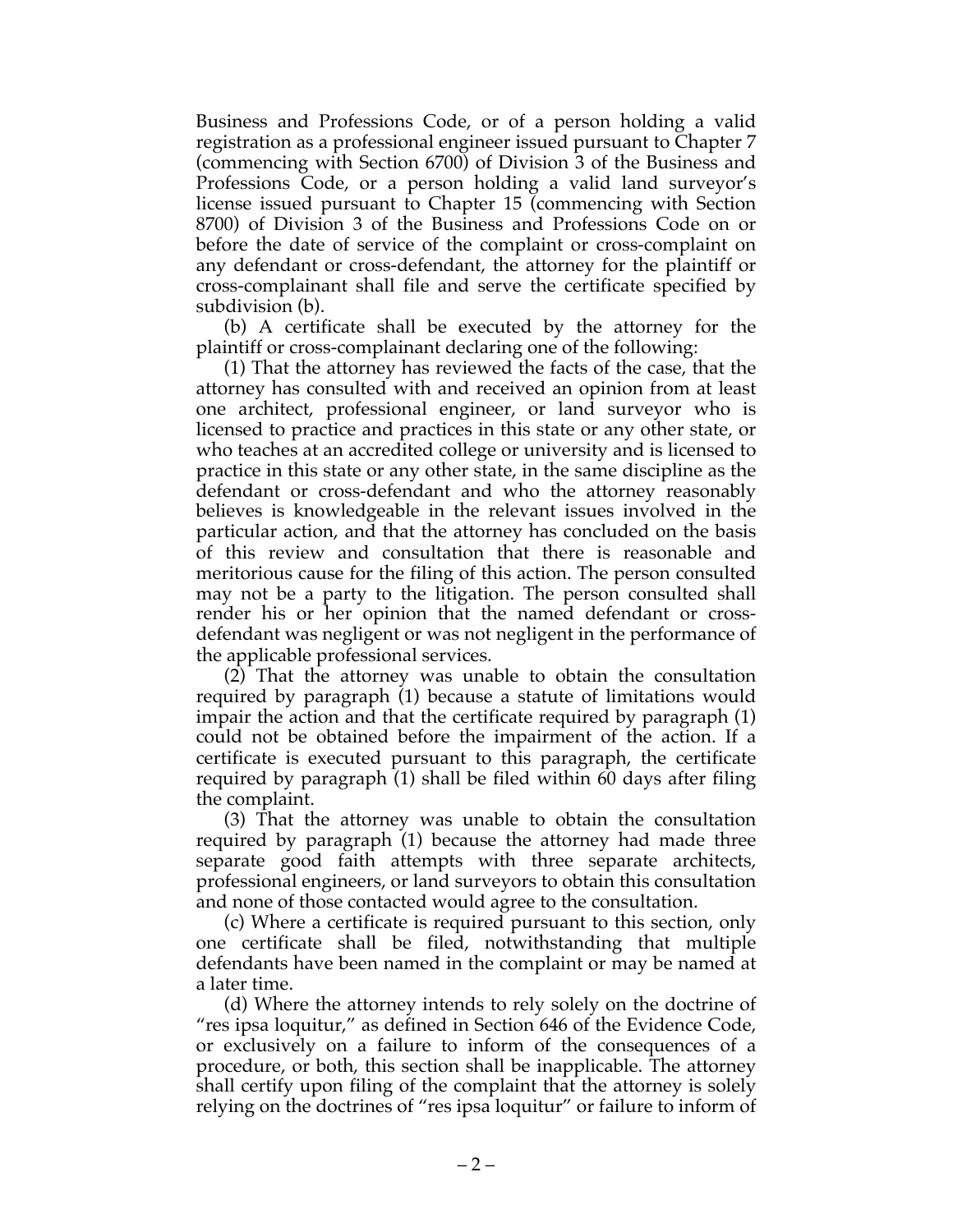Business and Professions Code, or of a person holding a valid registration as a professional engineer issued pursuant to Chapter 7 (commencing with Section 6700) of Division 3 of the Business and Professions Code, or a person holding a valid land surveyor's license issued pursuant to Chapter 15 (commencing with Section 8700) of Division 3 of the Business and Professions Code on or before the date of service of the complaint or cross-complaint on any defendant or cross-defendant, the attorney for the plaintiff or cross-complainant shall file and serve the certificate specified by subdivision (b).

(b) A certificate shall be executed by the attorney for the plaintiff or cross-complainant declaring one of the following:

(1) That the attorney has reviewed the facts of the case, that the attorney has consulted with and received an opinion from at least one architect, professional engineer, or land surveyor who is licensed to practice and practices in this state or any other state, or who teaches at an accredited college or university and is licensed to practice in this state or any other state, in the same discipline as the defendant or cross-defendant and who the attorney reasonably believes is knowledgeable in the relevant issues involved in the particular action, and that the attorney has concluded on the basis of this review and consultation that there is reasonable and meritorious cause for the filing of this action. The person consulted may not be a party to the litigation. The person consulted shall render his or her opinion that the named defendant or cross-defendant was negligent or was not negligent in the performance of the applicable professional services.

(2) That the attorney was unable to obtain the consultation required by paragraph (1) because a statute of limitations would impair the action and that the certificate required by paragraph (1) could not be obtained before the impairment of the action. If a certificate is executed pursuant to this paragraph, the certificate required by paragraph (1) shall be filed within 60 days after filing the complaint.

(3) That the attorney was unable to obtain the consultation required by paragraph (1) because the attorney had made three separate good faith attempts with three separate architects, professional engineers, or land surveyors to obtain this consultation and none of those contacted would agree to the consultation.

(c) Where a certificate is required pursuant to this section, only one certificate shall be filed, notwithstanding that multiple defendants have been named in the complaint or may be named at a later time.

(d) Where the attorney intends to rely solely on the doctrine of "res ipsa loquitur," as defined in Section 646 of the Evidence Code, or exclusively on a failure to inform of the consequences of a procedure, or both, this section shall be inapplicable. The attorney shall certify upon filing of the complaint that the attorney is solely relying on the doctrines of "res ipsa loquitur" or failure to inform of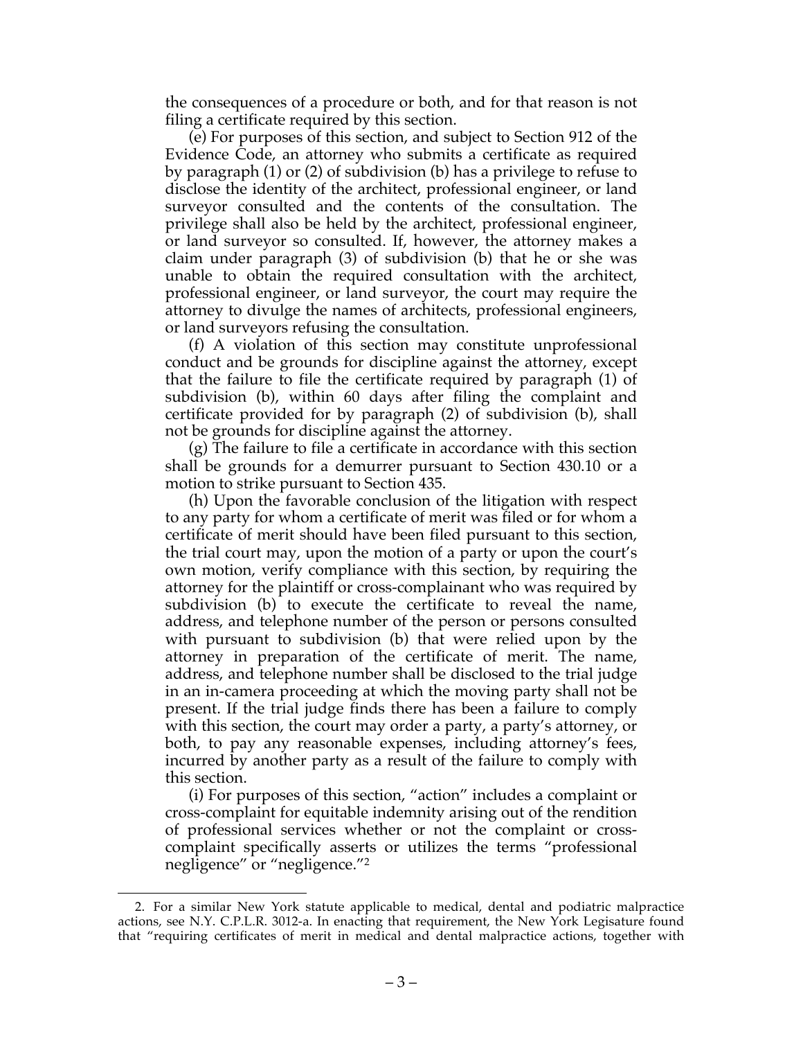the consequences of a procedure or both, and for that reason is not filing a certificate required by this section.

(e) For purposes of this section, and subject to Section 912 of the Evidence Code, an attorney who submits a certificate as required by paragraph (1) or (2) of subdivision (b) has a privilege to refuse to disclose the identity of the architect, professional engineer, or land surveyor consulted and the contents of the consultation. The privilege shall also be held by the architect, professional engineer, or land surveyor so consulted. If, however, the attorney makes a claim under paragraph (3) of subdivision (b) that he or she was unable to obtain the required consultation with the architect, professional engineer, or land surveyor, the court may require the attorney to divulge the names of architects, professional engineers, or land surveyors refusing the consultation.

(f) A violation of this section may constitute unprofessional conduct and be grounds for discipline against the attorney, except that the failure to file the certificate required by paragraph (1) of subdivision (b), within 60 days after filing the complaint and certificate provided for by paragraph (2) of subdivision (b), shall not be grounds for discipline against the attorney.

(g) The failure to file a certificate in accordance with this section shall be grounds for a demurrer pursuant to Section 430.10 or a motion to strike pursuant to Section 435.

(h) Upon the favorable conclusion of the litigation with respect to any party for whom a certificate of merit was filed or for whom a certificate of merit should have been filed pursuant to this section, the trial court may, upon the motion of a party or upon the court's own motion, verify compliance with this section, by requiring the attorney for the plaintiff or cross-complainant who was required by subdivision (b) to execute the certificate to reveal the name, address, and telephone number of the person or persons consulted with pursuant to subdivision (b) that were relied upon by the attorney in preparation of the certificate of merit. The name, address, and telephone number shall be disclosed to the trial judge in an in-camera proceeding at which the moving party shall not be present. If the trial judge finds there has been a failure to comply with this section, the court may order a party, a party's attorney, or both, to pay any reasonable expenses, including attorney's fees, incurred by another party as a result of the failure to comply with this section.

(i) For purposes of this section, "action" includes a complaint or cross-complaint for equitable indemnity arising out of the rendition of professional services whether or not the complaint or cross-complaint specifically asserts or utilizes the terms "professional negligence" or "negligence."[2]

---

2. For a similar New York statute applicable to medical, dental and podiatric malpractice actions, see N.Y. C.P.L.R. 3012-a. In enacting that requirement, the New York Legisature found that "requiring certificates of merit in medical and dental malpractice actions, together with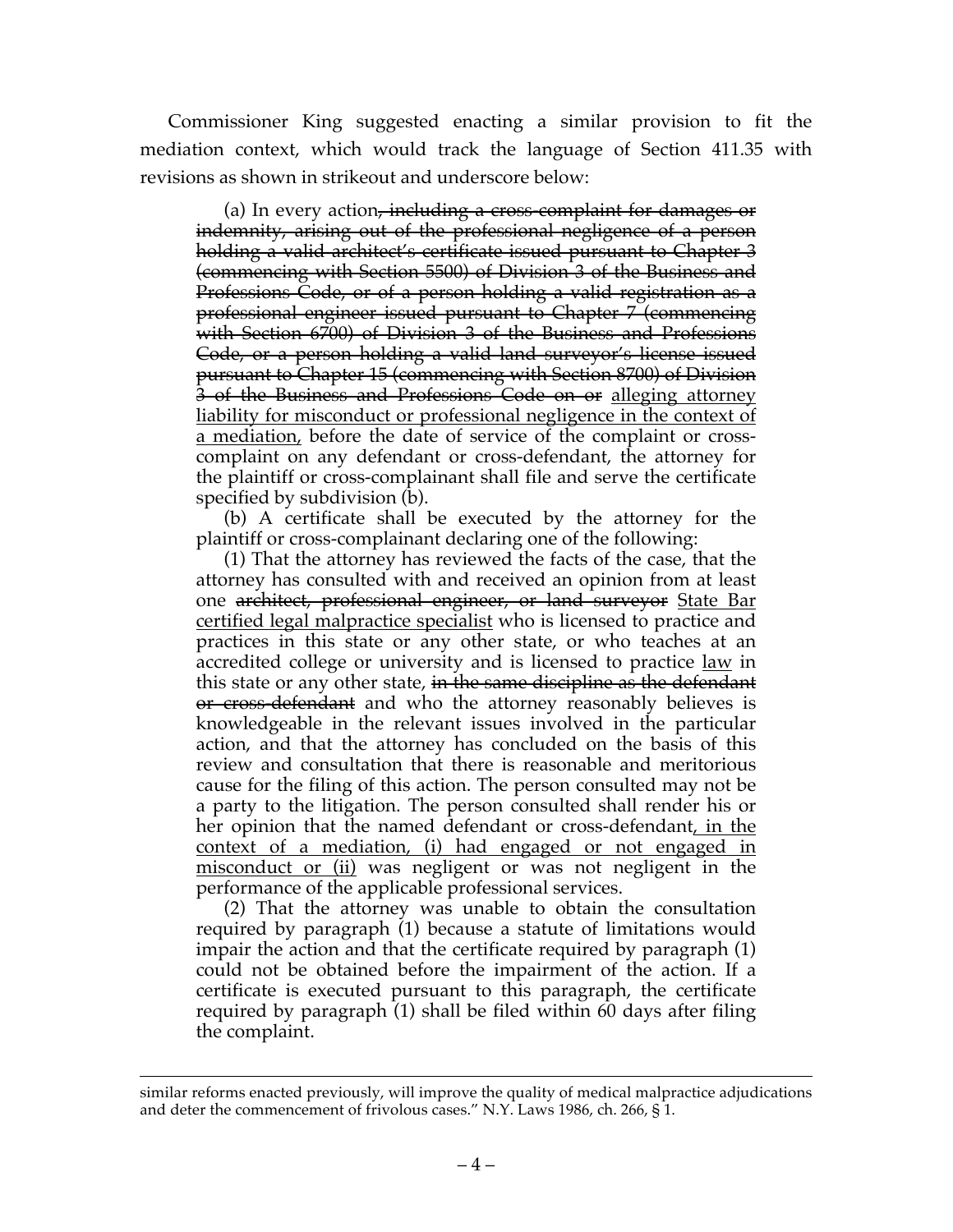Commissioner King suggested enacting a similar provision to fit the mediation context, which would track the language of Section 411.35 with revisions as shown in strikeout and underscore below:

> (a) In every action~~, including a cross-complaint for damages or indemnity, arising out of the professional negligence of a person holding a valid architect's certificate issued pursuant to Chapter 3 (commencing with Section 5500) of Division 3 of the Business and Professions Code, or of a person holding a valid registration as a professional engineer issued pursuant to Chapter 7 (commencing with Section 6700) of Division 3 of the Business and Professions Code, or a person holding a valid land surveyor's license issued pursuant to Chapter 15 (commencing with Section 8700) of Division 3 of the Business and Professions Code on or~~ <u>alleging attorney liability for misconduct or professional negligence in the context of a mediation,</u> before the date of service of the complaint or cross-complaint on any defendant or cross-defendant, the attorney for the plaintiff or cross-complainant shall file and serve the certificate specified by subdivision (b).
>
> (b) A certificate shall be executed by the attorney for the plaintiff or cross-complainant declaring one of the following:
>
> (1) That the attorney has reviewed the facts of the case, that the attorney has consulted with and received an opinion from at least one ~~architect, professional engineer, or land surveyor~~ <u>State Bar certified legal malpractice specialist</u> who is licensed to practice and practices in this state or any other state, or who teaches at an accredited college or university and is licensed to practice <u>law</u> in this state or any other state, ~~in the same discipline as the defendant or cross-defendant~~ and who the attorney reasonably believes is knowledgeable in the relevant issues involved in the particular action, and that the attorney has concluded on the basis of this review and consultation that there is reasonable and meritorious cause for the filing of this action. The person consulted may not be a party to the litigation. The person consulted shall render his or her opinion that the named defendant or cross-defendant<u>, in the context of a mediation, (i) had engaged or not engaged in misconduct or (ii)</u> was negligent or was not negligent in the performance of the applicable professional services.
>
> (2) That the attorney was unable to obtain the consultation required by paragraph (1) because a statute of limitations would impair the action and that the certificate required by paragraph (1) could not be obtained before the impairment of the action. If a certificate is executed pursuant to this paragraph, the certificate required by paragraph (1) shall be filed within 60 days after filing the complaint.

---

similar reforms enacted previously, will improve the quality of medical malpractice adjudications and deter the commencement of frivolous cases." N.Y. Laws 1986, ch. 266, § 1.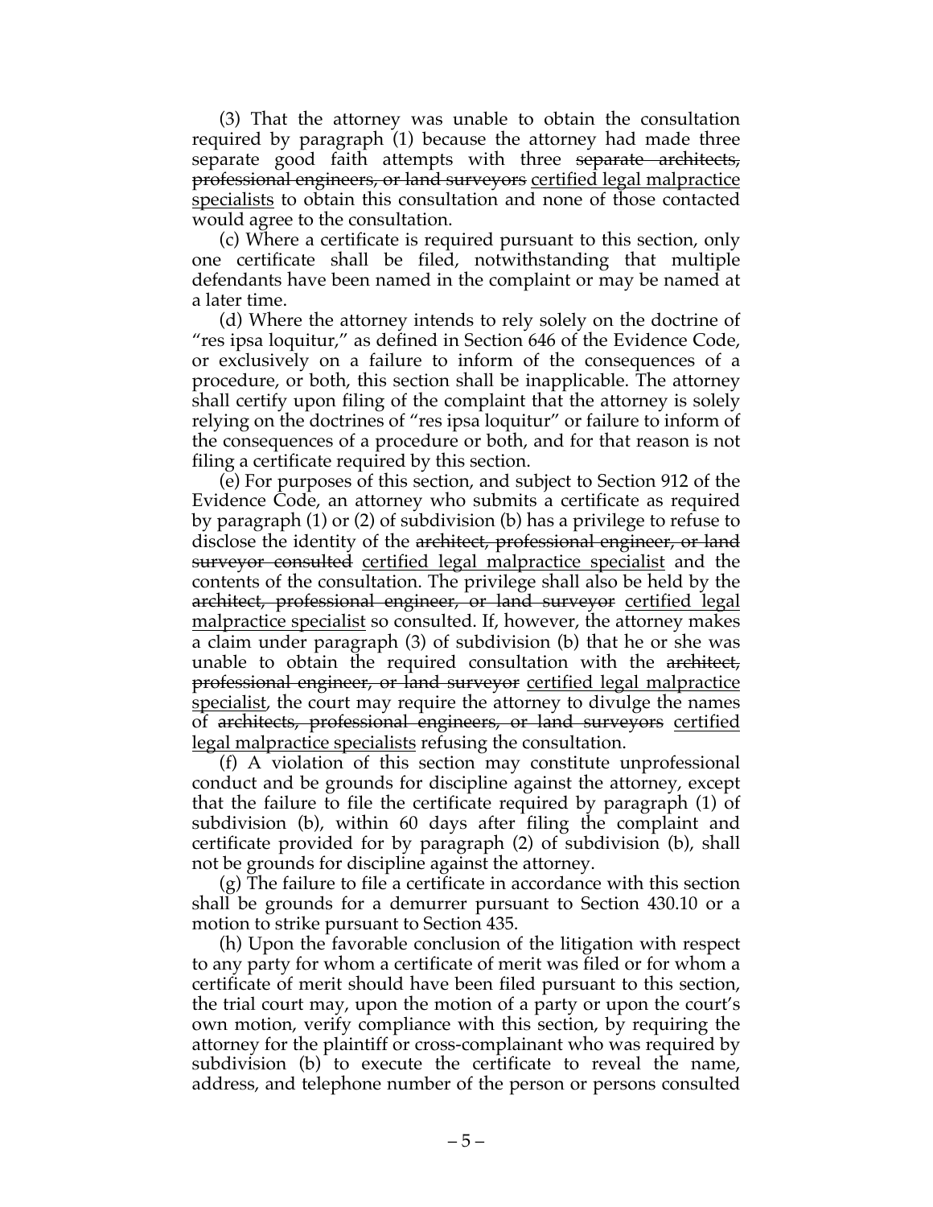(3) That the attorney was unable to obtain the consultation required by paragraph (1) because the attorney had made three separate good faith attempts with three ~~separate architects, professional engineers, or land surveyors~~ <u>certified legal malpractice specialists</u> to obtain this consultation and none of those contacted would agree to the consultation.

(c) Where a certificate is required pursuant to this section, only one certificate shall be filed, notwithstanding that multiple defendants have been named in the complaint or may be named at a later time.

(d) Where the attorney intends to rely solely on the doctrine of "res ipsa loquitur," as defined in Section 646 of the Evidence Code, or exclusively on a failure to inform of the consequences of a procedure, or both, this section shall be inapplicable. The attorney shall certify upon filing of the complaint that the attorney is solely relying on the doctrines of "res ipsa loquitur" or failure to inform of the consequences of a procedure or both, and for that reason is not filing a certificate required by this section.

(e) For purposes of this section, and subject to Section 912 of the Evidence Code, an attorney who submits a certificate as required by paragraph (1) or (2) of subdivision (b) has a privilege to refuse to disclose the identity of the ~~architect, professional engineer, or land surveyor consulted~~ <u>certified legal malpractice specialist</u> and the contents of the consultation. The privilege shall also be held by the ~~architect, professional engineer, or land surveyor~~ <u>certified legal malpractice specialist</u> so consulted. If, however, the attorney makes a claim under paragraph (3) of subdivision (b) that he or she was unable to obtain the required consultation with the ~~architect, professional engineer, or land surveyor~~ <u>certified legal malpractice specialist</u>, the court may require the attorney to divulge the names of ~~architects, professional engineers, or land surveyors~~ <u>certified legal malpractice specialists</u> refusing the consultation.

(f) A violation of this section may constitute unprofessional conduct and be grounds for discipline against the attorney, except that the failure to file the certificate required by paragraph (1) of subdivision (b), within 60 days after filing the complaint and certificate provided for by paragraph (2) of subdivision (b), shall not be grounds for discipline against the attorney.

(g) The failure to file a certificate in accordance with this section shall be grounds for a demurrer pursuant to Section 430.10 or a motion to strike pursuant to Section 435.

(h) Upon the favorable conclusion of the litigation with respect to any party for whom a certificate of merit was filed or for whom a certificate of merit should have been filed pursuant to this section, the trial court may, upon the motion of a party or upon the court's own motion, verify compliance with this section, by requiring the attorney for the plaintiff or cross-complainant who was required by subdivision (b) to execute the certificate to reveal the name, address, and telephone number of the person or persons consulted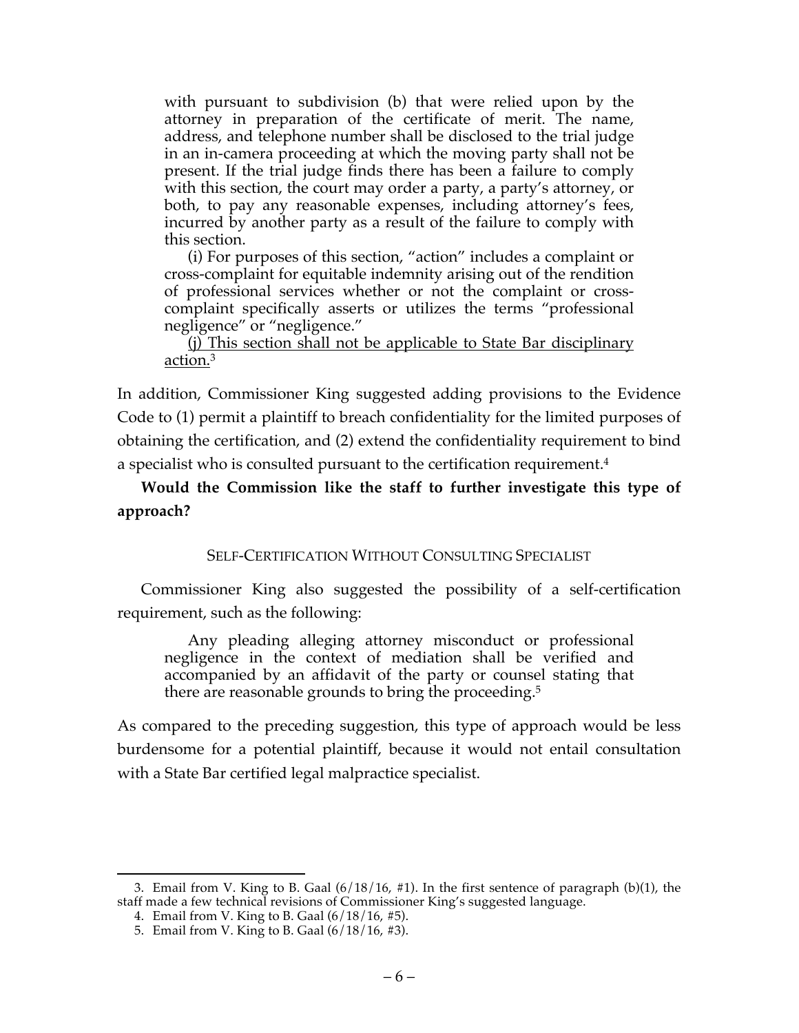> with pursuant to subdivision (b) that were relied upon by the attorney in preparation of the certificate of merit. The name, address, and telephone number shall be disclosed to the trial judge in an in-camera proceeding at which the moving party shall not be present. If the trial judge finds there has been a failure to comply with this section, the court may order a party, a party's attorney, or both, to pay any reasonable expenses, including attorney's fees, incurred by another party as a result of the failure to comply with this section.
>
> (i) For purposes of this section, "action" includes a complaint or cross-complaint for equitable indemnity arising out of the rendition of professional services whether or not the complaint or cross-complaint specifically asserts or utilizes the terms "professional negligence" or "negligence."
>
> <u>(j) This section shall not be applicable to State Bar disciplinary action.</u>[3]

In addition, Commissioner King suggested adding provisions to the Evidence Code to (1) permit a plaintiff to breach confidentiality for the limited purposes of obtaining the certification, and (2) extend the confidentiality requirement to bind a specialist who is consulted pursuant to the certification requirement.[4]

**Would the Commission like the staff to further investigate this type of approach?**

### SELF-CERTIFICATION WITHOUT CONSULTING SPECIALIST

Commissioner King also suggested the possibility of a self-certification requirement, such as the following:

> Any pleading alleging attorney misconduct or professional negligence in the context of mediation shall be verified and accompanied by an affidavit of the party or counsel stating that there are reasonable grounds to bring the proceeding.[5]

As compared to the preceding suggestion, this type of approach would be less burdensome for a potential plaintiff, because it would not entail consultation with a State Bar certified legal malpractice specialist.

---

3. Email from V. King to B. Gaal (6/18/16, #1). In the first sentence of paragraph (b)(1), the staff made a few technical revisions of Commissioner King's suggested language.
4. Email from V. King to B. Gaal (6/18/16, #5).
5. Email from V. King to B. Gaal (6/18/16, #3).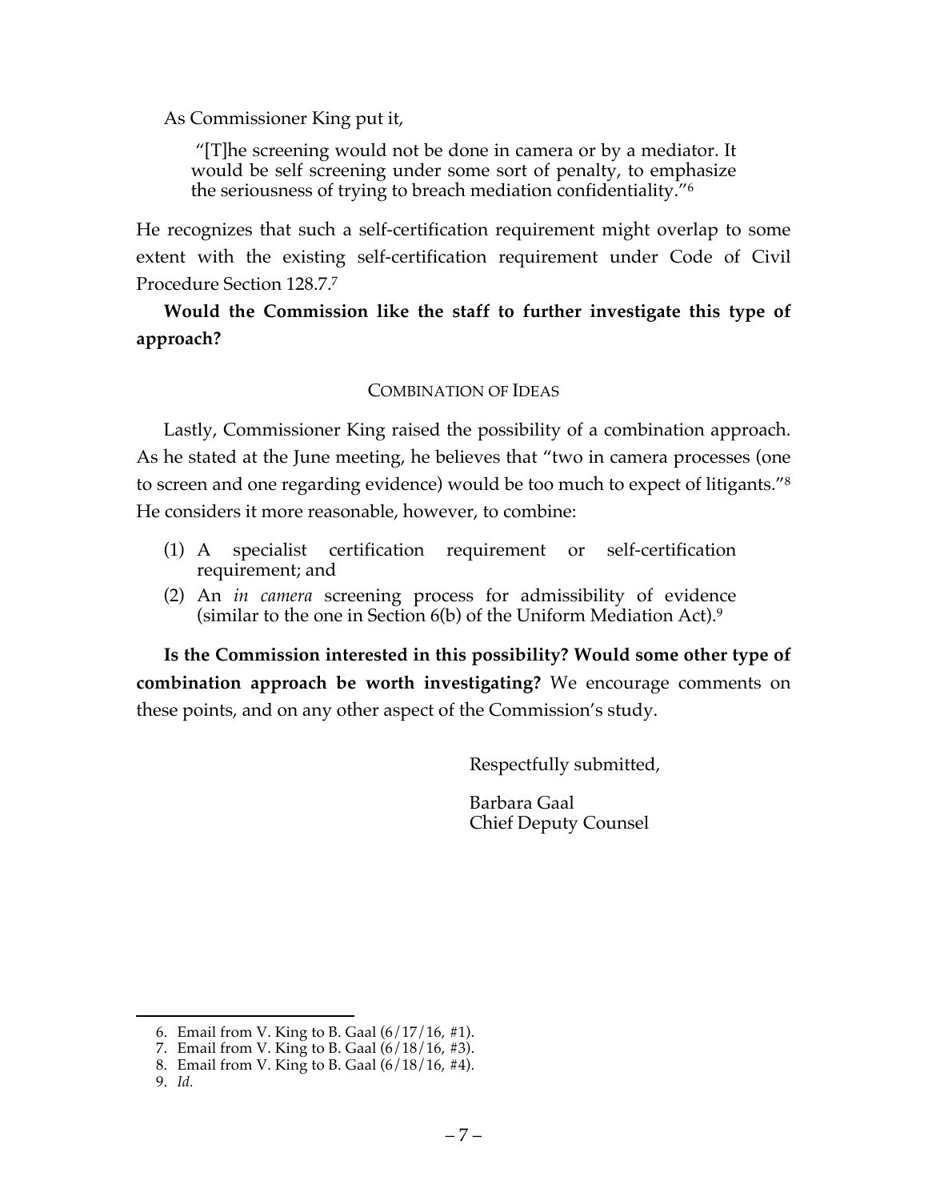As Commissioner King put it,

> "[T]he screening would not be done in camera or by a mediator. It would be self screening under some sort of penalty, to emphasize the seriousness of trying to breach mediation confidentiality."[6]

He recognizes that such a self-certification requirement might overlap to some extent with the existing self-certification requirement under Code of Civil Procedure Section 128.7.[7]

**Would the Commission like the staff to further investigate this type of approach?**

### COMBINATION OF IDEAS

Lastly, Commissioner King raised the possibility of a combination approach. As he stated at the June meeting, he believes that "two in camera processes (one to screen and one regarding evidence) would be too much to expect of litigants."[8] He considers it more reasonable, however, to combine:

(1) A specialist certification requirement or self-certification requirement; and
(2) An *in camera* screening process for admissibility of evidence (similar to the one in Section 6(b) of the Uniform Mediation Act).[9]

**Is the Commission interested in this possibility? Would some other type of combination approach be worth investigating?** We encourage comments on these points, and on any other aspect of the Commission's study.

Respectfully submitted,

Barbara Gaal
Chief Deputy Counsel

---

6. Email from V. King to B. Gaal (6/17/16, #1).
7. Email from V. King to B. Gaal (6/18/16, #3).
8. Email from V. King to B. Gaal (6/18/16, #4).
9. *Id.*